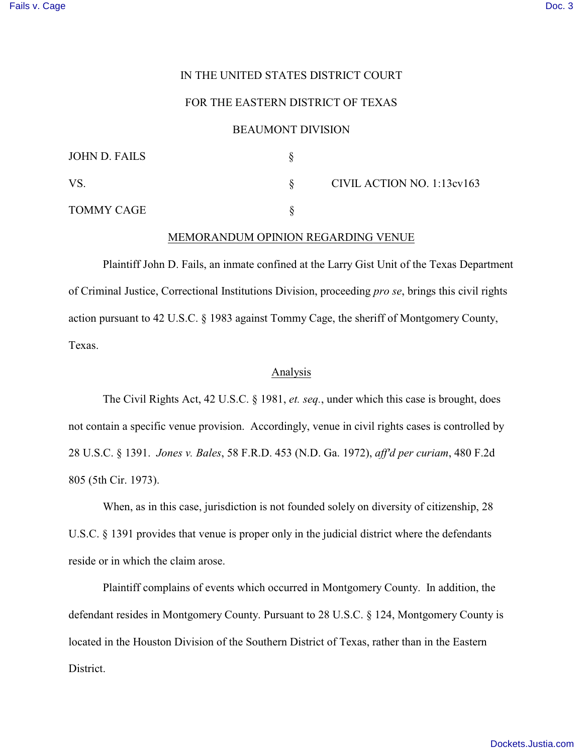IN THE UNITED STATES DISTRICT COURT

FOR THE EASTERN DISTRICT OF TEXAS

BEAUMONT DIVISION

| | | |
|---|---|---|
| JOHN D. FAILS | § | |
| VS. | § | CIVIL ACTION NO. 1:13cv163 |
| TOMMY CAGE | § | |

## MEMORANDUM OPINION REGARDING VENUE

Plaintiff John D. Fails, an inmate confined at the Larry Gist Unit of the Texas Department of Criminal Justice, Correctional Institutions Division, proceeding *pro se*, brings this civil rights action pursuant to 42 U.S.C. § 1983 against Tommy Cage, the sheriff of Montgomery County, Texas.

### Analysis

The Civil Rights Act, 42 U.S.C. § 1981, *et. seq.*, under which this case is brought, does not contain a specific venue provision. Accordingly, venue in civil rights cases is controlled by 28 U.S.C. § 1391. *Jones v. Bales*, 58 F.R.D. 453 (N.D. Ga. 1972), *aff'd per curiam*, 480 F.2d 805 (5th Cir. 1973).

When, as in this case, jurisdiction is not founded solely on diversity of citizenship, 28 U.S.C. § 1391 provides that venue is proper only in the judicial district where the defendants reside or in which the claim arose.

Plaintiff complains of events which occurred in Montgomery County. In addition, the defendant resides in Montgomery County. Pursuant to 28 U.S.C. § 124, Montgomery County is located in the Houston Division of the Southern District of Texas, rather than in the Eastern District.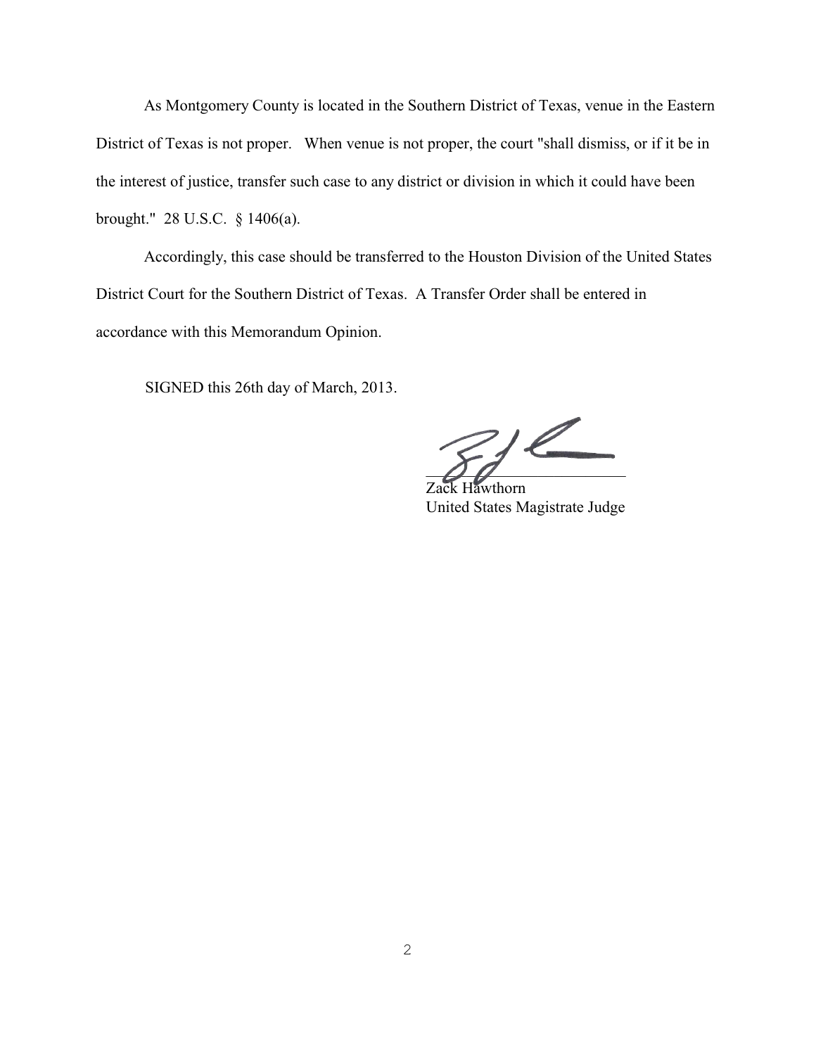As Montgomery County is located in the Southern District of Texas, venue in the Eastern District of Texas is not proper. When venue is not proper, the court "shall dismiss, or if it be in the interest of justice, transfer such case to any district or division in which it could have been brought." 28 U.S.C. § 1406(a).

Accordingly, this case should be transferred to the Houston Division of the United States District Court for the Southern District of Texas. A Transfer Order shall be entered in accordance with this Memorandum Opinion.

SIGNED this 26th day of March, 2013.

Zack Hawthorn
United States Magistrate Judge